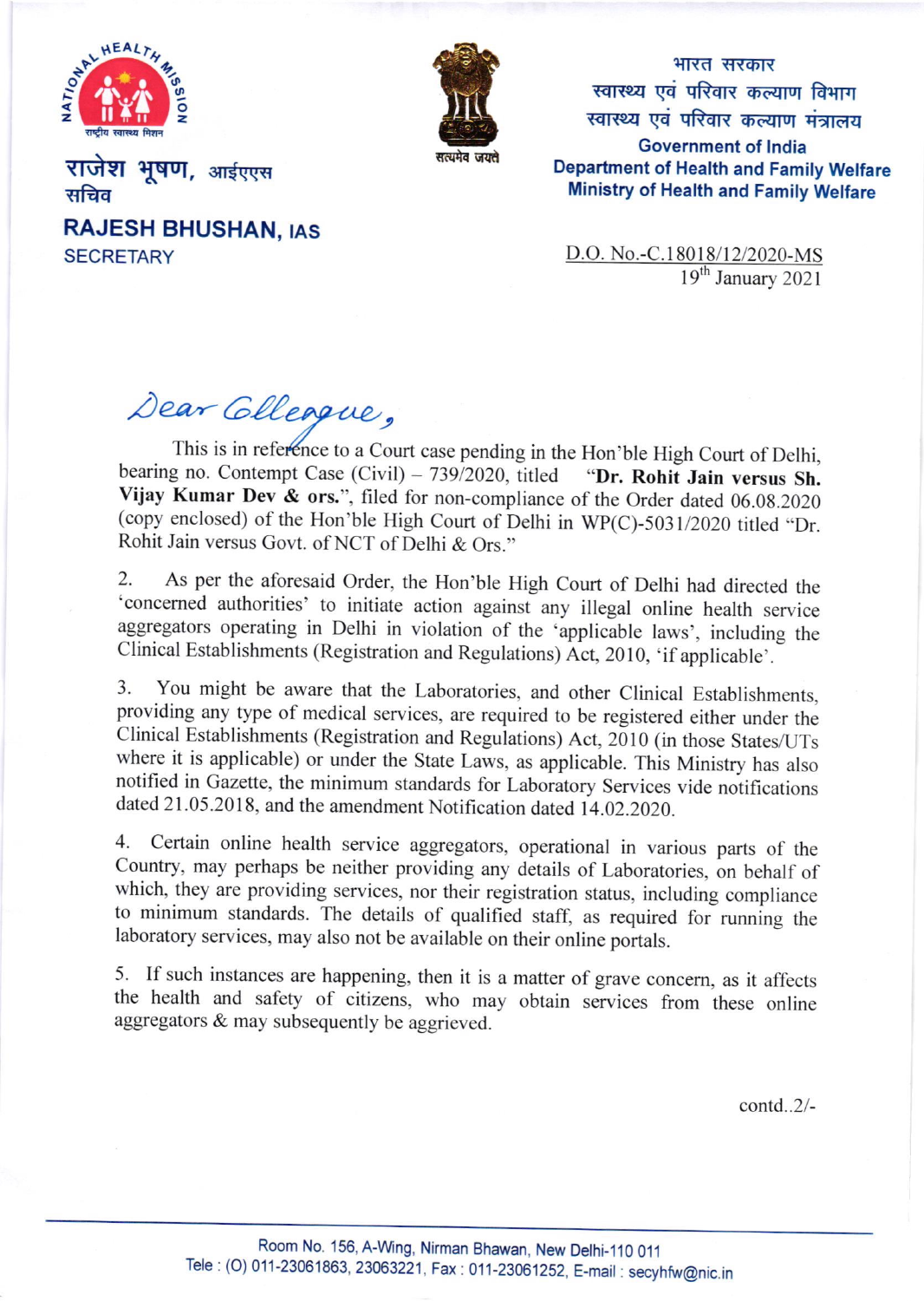राजेश भूषण, आईएएस
सचिव

**RAJESH BHUSHAN, IAS**
SECRETARY

भारत सरकार
स्वास्थ्य एवं परिवार कल्याण विभाग
स्वास्थ्य एवं परिवार कल्याण मंत्रालय
**Government of India**
**Department of Health and Family Welfare**
**Ministry of Health and Family Welfare**

D.O. No.-C.18018/12/2020-MS
19th January 2021

*Dear Colleague,*

This is in reference to a Court case pending in the Hon'ble High Court of Delhi, bearing no. Contempt Case (Civil) – 739/2020, titled "**Dr. Rohit Jain versus Sh. Vijay Kumar Dev & ors.**", filed for non-compliance of the Order dated 06.08.2020 (copy enclosed) of the Hon'ble High Court of Delhi in WP(C)-5031/2020 titled "Dr. Rohit Jain versus Govt. of NCT of Delhi & Ors."

2. As per the aforesaid Order, the Hon'ble High Court of Delhi had directed the 'concerned authorities' to initiate action against any illegal online health service aggregators operating in Delhi in violation of the 'applicable laws', including the Clinical Establishments (Registration and Regulations) Act, 2010, 'if applicable'.

3. You might be aware that the Laboratories, and other Clinical Establishments, providing any type of medical services, are required to be registered either under the Clinical Establishments (Registration and Regulations) Act, 2010 (in those States/UTs where it is applicable) or under the State Laws, as applicable. This Ministry has also notified in Gazette, the minimum standards for Laboratory Services vide notifications dated 21.05.2018, and the amendment Notification dated 14.02.2020.

4. Certain online health service aggregators, operational in various parts of the Country, may perhaps be neither providing any details of Laboratories, on behalf of which, they are providing services, nor their registration status, including compliance to minimum standards. The details of qualified staff, as required for running the laboratory services, may also not be available on their online portals.

5. If such instances are happening, then it is a matter of grave concern, as it affects the health and safety of citizens, who may obtain services from these online aggregators & may subsequently be aggrieved.

contd..2/-

Room No. 156, A-Wing, Nirman Bhawan, New Delhi-110 011
Tele : (O) 011-23061863, 23063221, Fax : 011-23061252, E-mail : secyhfw@nic.in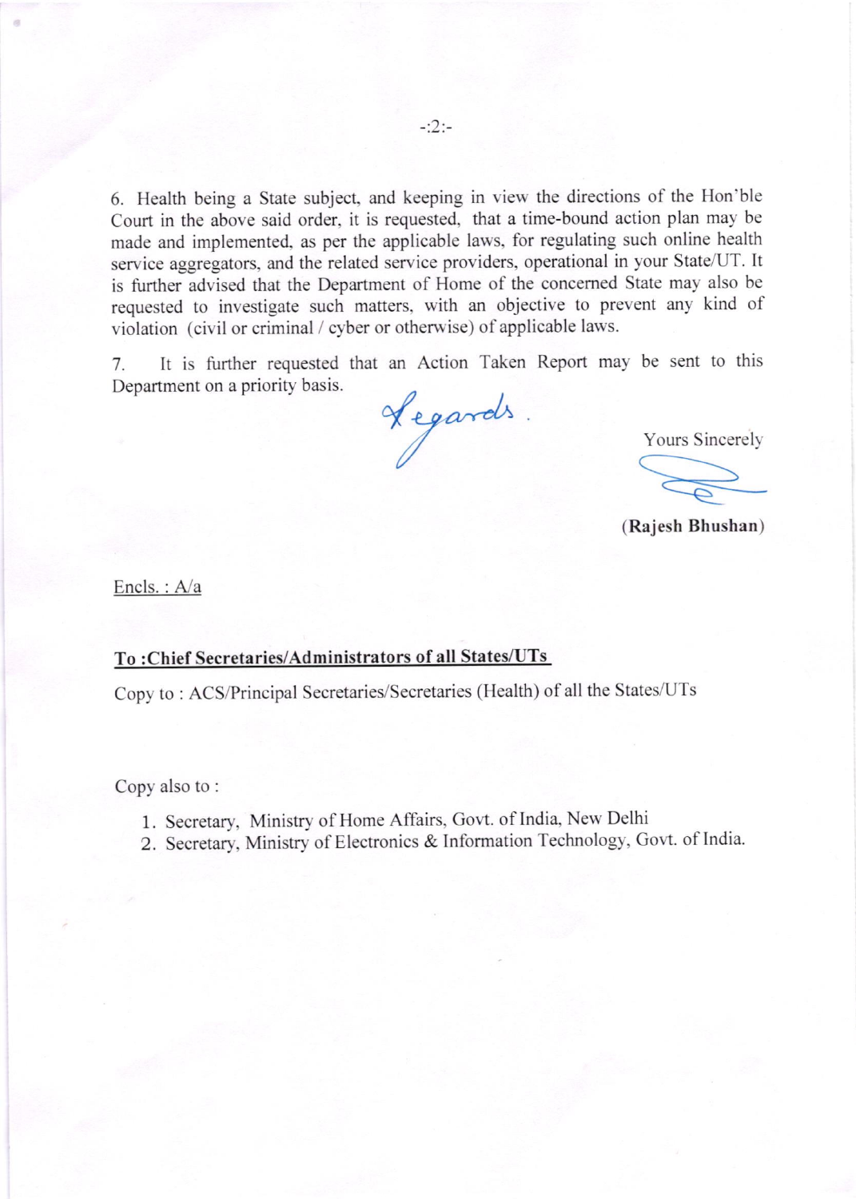6. Health being a State subject, and keeping in view the directions of the Hon'ble Court in the above said order, it is requested, that a time-bound action plan may be made and implemented, as per the applicable laws, for regulating such online health service aggregators, and the related service providers, operational in your State/UT. It is further advised that the Department of Home of the concerned State may also be requested to investigate such matters, with an objective to prevent any kind of violation (civil or criminal / cyber or otherwise) of applicable laws.

7. It is further requested that an Action Taken Report may be sent to this Department on a priority basis.

*Regards.*

Yours Sincerely

**(Rajesh Bhushan)**

Encls. : A/a

**To :Chief Secretaries/Administrators of all States/UTs**

Copy to : ACS/Principal Secretaries/Secretaries (Health) of all the States/UTs

Copy also to :

1. Secretary, Ministry of Home Affairs, Govt. of India, New Delhi
2. Secretary, Ministry of Electronics & Information Technology, Govt. of India.